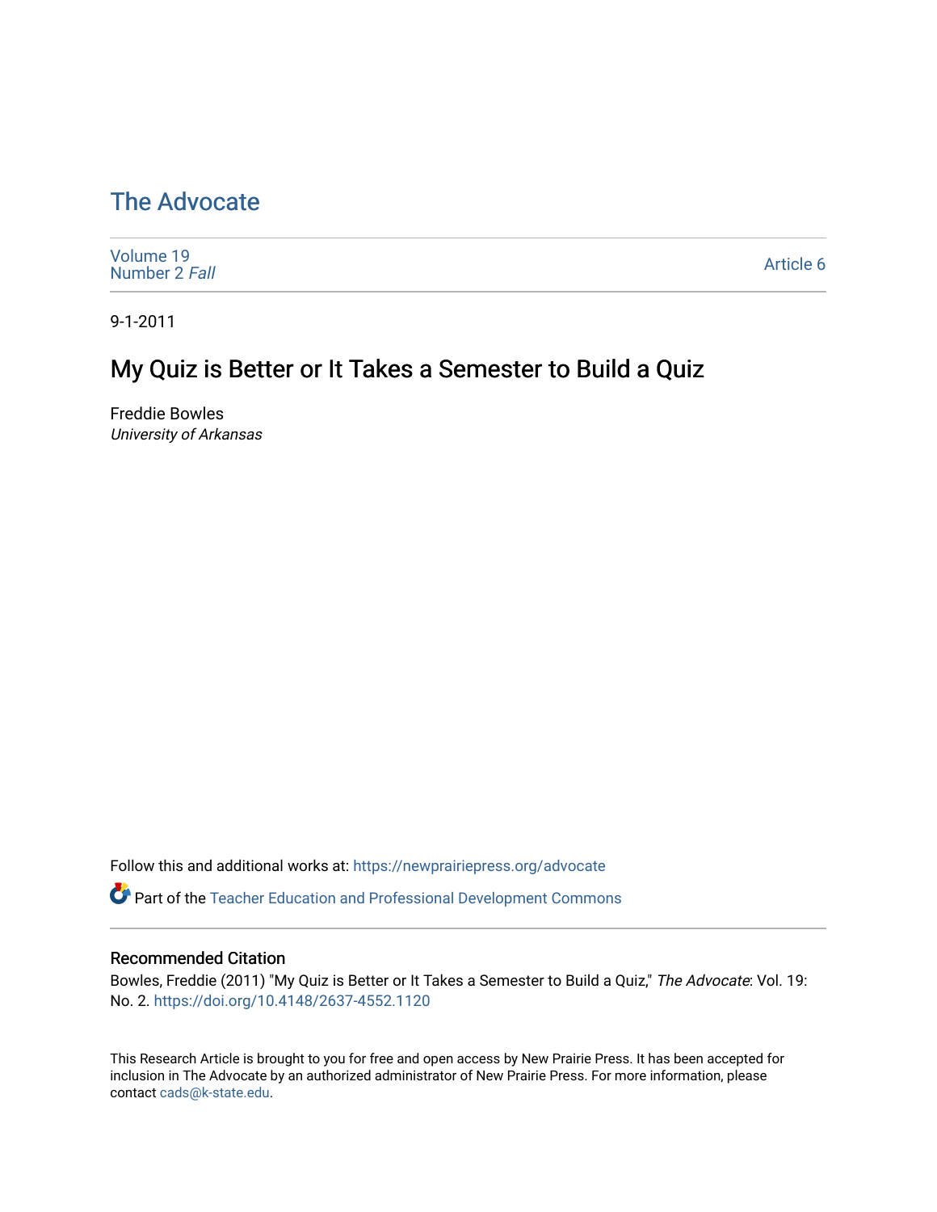# The Advocate

Volume 19
Number 2 *Fall*

Article 6

9-1-2011

## My Quiz is Better or It Takes a Semester to Build a Quiz

Freddie Bowles
*University of Arkansas*

Follow this and additional works at: https://newprairiepress.org/advocate

Part of the Teacher Education and Professional Development Commons

### Recommended Citation

Bowles, Freddie (2011) "My Quiz is Better or It Takes a Semester to Build a Quiz," *The Advocate*: Vol. 19: No. 2. https://doi.org/10.4148/2637-4552.1120

This Research Article is brought to you for free and open access by New Prairie Press. It has been accepted for inclusion in The Advocate by an authorized administrator of New Prairie Press. For more information, please contact cads@k-state.edu.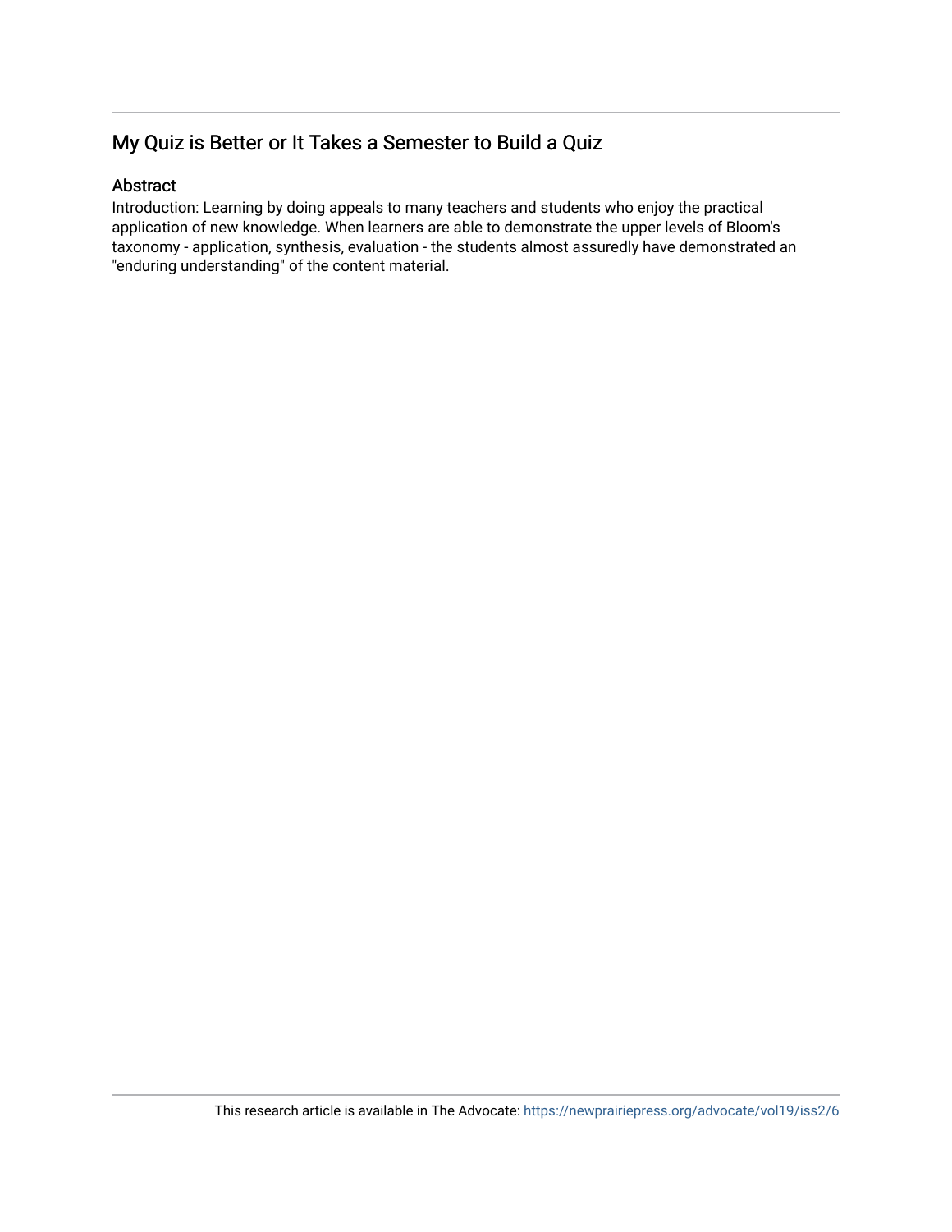## My Quiz is Better or It Takes a Semester to Build a Quiz

### Abstract

Introduction: Learning by doing appeals to many teachers and students who enjoy the practical application of new knowledge. When learners are able to demonstrate the upper levels of Bloom's taxonomy - application, synthesis, evaluation - the students almost assuredly have demonstrated an "enduring understanding" of the content material.

This research article is available in The Advocate: https://newprairiepress.org/advocate/vol19/iss2/6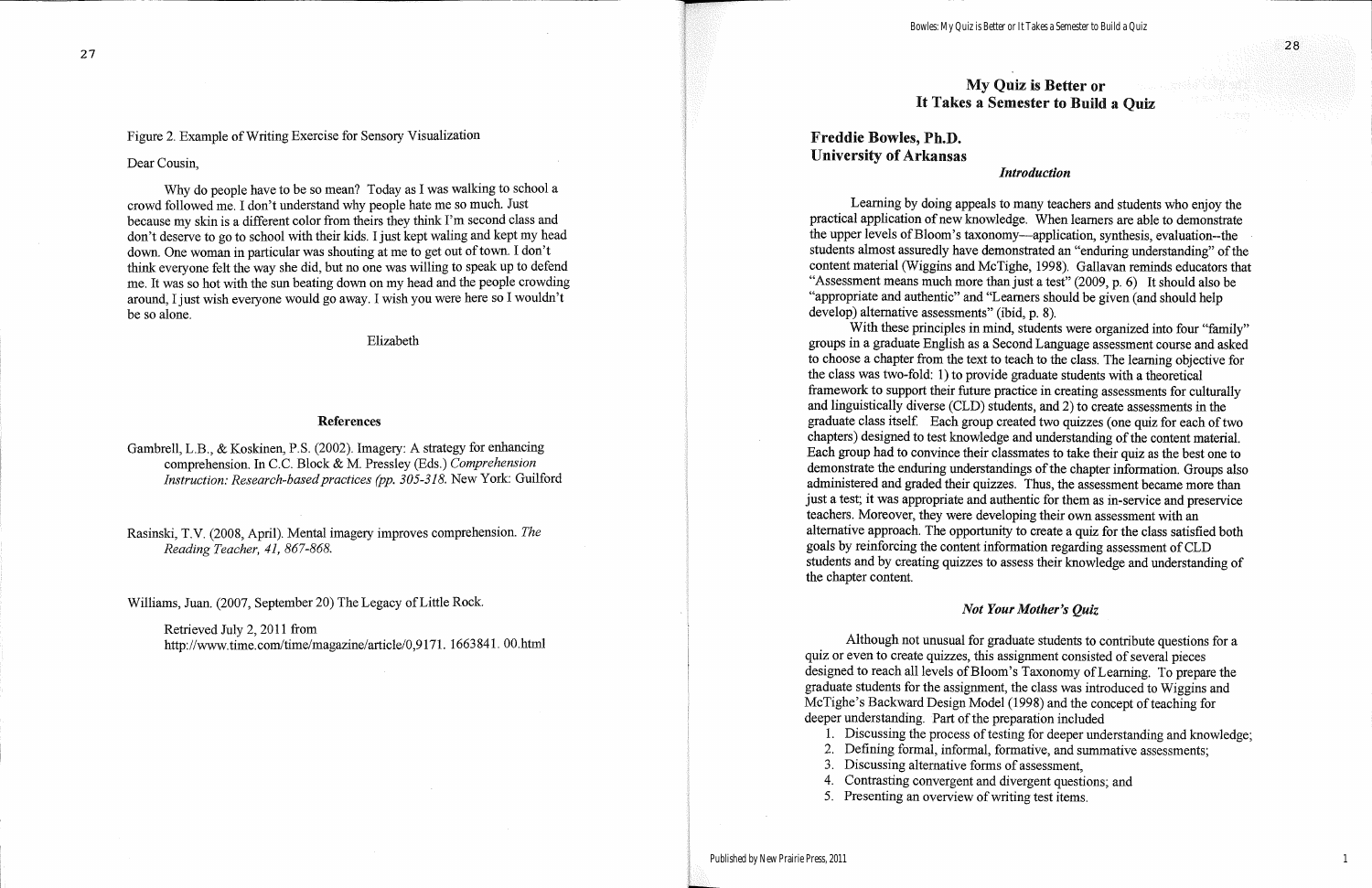Figure 2. Example of Writing Exercise for Sensory Visualization

Dear Cousin,

Why do people have to be so mean? Today as I was walking to school a crowd followed me. I don't understand why people hate me so much. Just because my skin is a different color from theirs they think I'm second class and don't deserve to go to school with their kids. I just kept waling and kept my head down. One woman in particular was shouting at me to get out of town. I don't think everyone felt the way she did, but no one was willing to speak up to defend me. It was so hot with the sun beating down on my head and the people crowding around, I just wish everyone would go away. I wish you were here so I wouldn't be so alone.

Elizabeth

## References

Gambrell, L.B., & Koskinen, P.S. (2002). Imagery: A strategy for enhancing comprehension. In C.C. Block & M. Pressley (Eds.) *Comprehension Instruction: Research-based practices (pp. 305-318.* New York: Guilford

Rasinski, T.V. (2008, April). Mental imagery improves comprehension. *The Reading Teacher, 41,* 867-868.

Williams, Juan. (2007, September 20) The Legacy of Little Rock.

Retrieved July 2, 2011 from http://www.time.com/time/magazine/article/0,9171. 1663841. 00.html

# My Quiz is Better or It Takes a Semester to Build a Quiz

**Freddie Bowles, Ph.D.**
**University of Arkansas**

### *Introduction*

Learning by doing appeals to many teachers and students who enjoy the practical application of new knowledge. When learners are able to demonstrate the upper levels of Bloom's taxonomy—application, synthesis, evaluation--the students almost assuredly have demonstrated an "enduring understanding" of the content material (Wiggins and McTighe, 1998). Gallavan reminds educators that "Assessment means much more than just a test" (2009, p. 6) It should also be "appropriate and authentic" and "Learners should be given (and should help develop) alternative assessments" (ibid, p. 8).

With these principles in mind, students were organized into four "family" groups in a graduate English as a Second Language assessment course and asked to choose a chapter from the text to teach to the class. The learning objective for the class was two-fold: 1) to provide graduate students with a theoretical framework to support their future practice in creating assessments for culturally and linguistically diverse (CLD) students, and 2) to create assessments in the graduate class itself. Each group created two quizzes (one quiz for each of two chapters) designed to test knowledge and understanding of the content material. Each group had to convince their classmates to take their quiz as the best one to demonstrate the enduring understandings of the chapter information. Groups also administered and graded their quizzes. Thus, the assessment became more than just a test; it was appropriate and authentic for them as in-service and preservice teachers. Moreover, they were developing their own assessment with an alternative approach. The opportunity to create a quiz for the class satisfied both goals by reinforcing the content information regarding assessment of CLD students and by creating quizzes to assess their knowledge and understanding of the chapter content.

### *Not Your Mother's Quiz*

Although not unusual for graduate students to contribute questions for a quiz or even to create quizzes, this assignment consisted of several pieces designed to reach all levels of Bloom's Taxonomy of Learning. To prepare the graduate students for the assignment, the class was introduced to Wiggins and McTighe's Backward Design Model (1998) and the concept of teaching for deeper understanding. Part of the preparation included

1. Discussing the process of testing for deeper understanding and knowledge;
2. Defining formal, informal, formative, and summative assessments;
3. Discussing alternative forms of assessment,
4. Contrasting convergent and divergent questions; and
5. Presenting an overview of writing test items.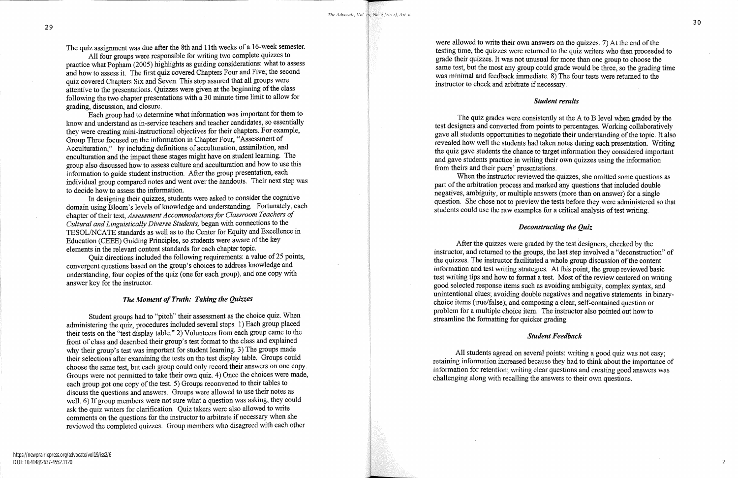The quiz assignment was due after the 8th and 11th weeks of a 16-week semester.

All four groups were responsible for writing two complete quizzes to practice what Popham (2005) highlights as guiding considerations: what to assess and how to assess it. The first quiz covered Chapters Four and Five; the second quiz covered Chapters Six and Seven. This step assured that all groups were attentive to the presentations. Quizzes were given at the beginning of the class following the two chapter presentations with a 30 minute time limit to allow for grading, discussion, and closure.

Each group had to determine what information was important for them to know and understand as in-service teachers and teacher candidates, so essentially they were creating mini-instructional objectives for their chapters. For example, Group Three focused on the information in Chapter Four, "Assessment of Acculturation," by including definitions of acculturation, assimilation, and enculturation and the impact these stages might have on student learning. The group also discussed how to assess culture and acculturation and how to use this information to guide student instruction. After the group presentation, each individual group compared notes and went over the handouts. Their next step was to decide how to assess the information.

In designing their quizzes, students were asked to consider the cognitive domain using Bloom's levels of knowledge and understanding. Fortunately, each chapter of their text, *Assessment Accommodations for Classroom Teachers of Cultural and Linguistically Diverse Students,* began with connections to the TESOL/NCATE standards as well as to the Center for Equity and Excellence in Education (CEEE) Guiding Principles, so students were aware of the key elements in the relevant content standards for each chapter topic.

Quiz directions included the following requirements: a value of 25 points, convergent questions based on the group's choices to address knowledge and understanding, four copies of the quiz (one for each group), and one copy with answer key for the instructor.

### *The Moment of Truth: Taking the Quizzes*

Student groups had to "pitch" their assessment as the choice quiz. When administering the quiz, procedures included several steps. 1) Each group placed their tests on the "test display table." 2) Volunteers from each group came to the front of class and described their group's test format to the class and explained why their group's test was important for student learning. 3) The groups made their selections after examining the tests on the test display table. Groups could choose the same test, but each group could only record their answers on one copy. Groups were not permitted to take their own quiz. 4) Once the choices were made, each group got one copy of the test. 5) Groups reconvened to their tables to discuss the questions and answers. Groups were allowed to use their notes as well. 6) If group members were not sure what a question was asking, they could ask the quiz writers for clarification. Quiz takers were also allowed to write comments on the questions for the instructor to arbitrate if necessary when she reviewed the completed quizzes. Group members who disagreed with each other were allowed to write their own answers on the quizzes. 7) At the end of the testing time, the quizzes were returned to the quiz writers who then proceeded to grade their quizzes. It was not unusual for more than one group to choose the same test, but the most any group could grade would be three, so the grading time was minimal and feedback immediate. 8) The four tests were returned to the instructor to check and arbitrate if necessary.

### *Student results*

The quiz grades were consistently at the A to B level when graded by the test designers and converted from points to percentages. Working collaboratively gave all students opportunities to negotiate their understanding of the topic. It also revealed how well the students had taken notes during each presentation. Writing the quiz gave students the chance to target information they considered important and gave students practice in writing their own quizzes using the information from theirs and their peers' presentations.

When the instructor reviewed the quizzes, she omitted some questions as part of the arbitration process and marked any questions that included double negatives, ambiguity, or multiple answers (more than on answer) for a single question. She chose not to preview the tests before they were administered so that students could use the raw examples for a critical analysis of test writing.

### *Deconstructing the Quiz*

After the quizzes were graded by the test designers, checked by the instructor, and returned to the groups, the last step involved a "deconstruction" of the quizzes. The instructor facilitated a whole group discussion of the content information and test writing strategies. At this point, the group reviewed basic test writing tips and how to format a test. Most of the review centered on writing good selected response items such as avoiding ambiguity, complex syntax, and unintentional clues; avoiding double negatives and negative statements in binary-choice items (true/false); and composing a clear, self-contained question or problem for a multiple choice item. The instructor also pointed out how to streamline the formatting for quicker grading.

### *Student Feedback*

All students agreed on several points: writing a good quiz was not easy; retaining information increased because they had to think about the importance of information for retention; writing clear questions and creating good answers was challenging along with recalling the answers to their own questions.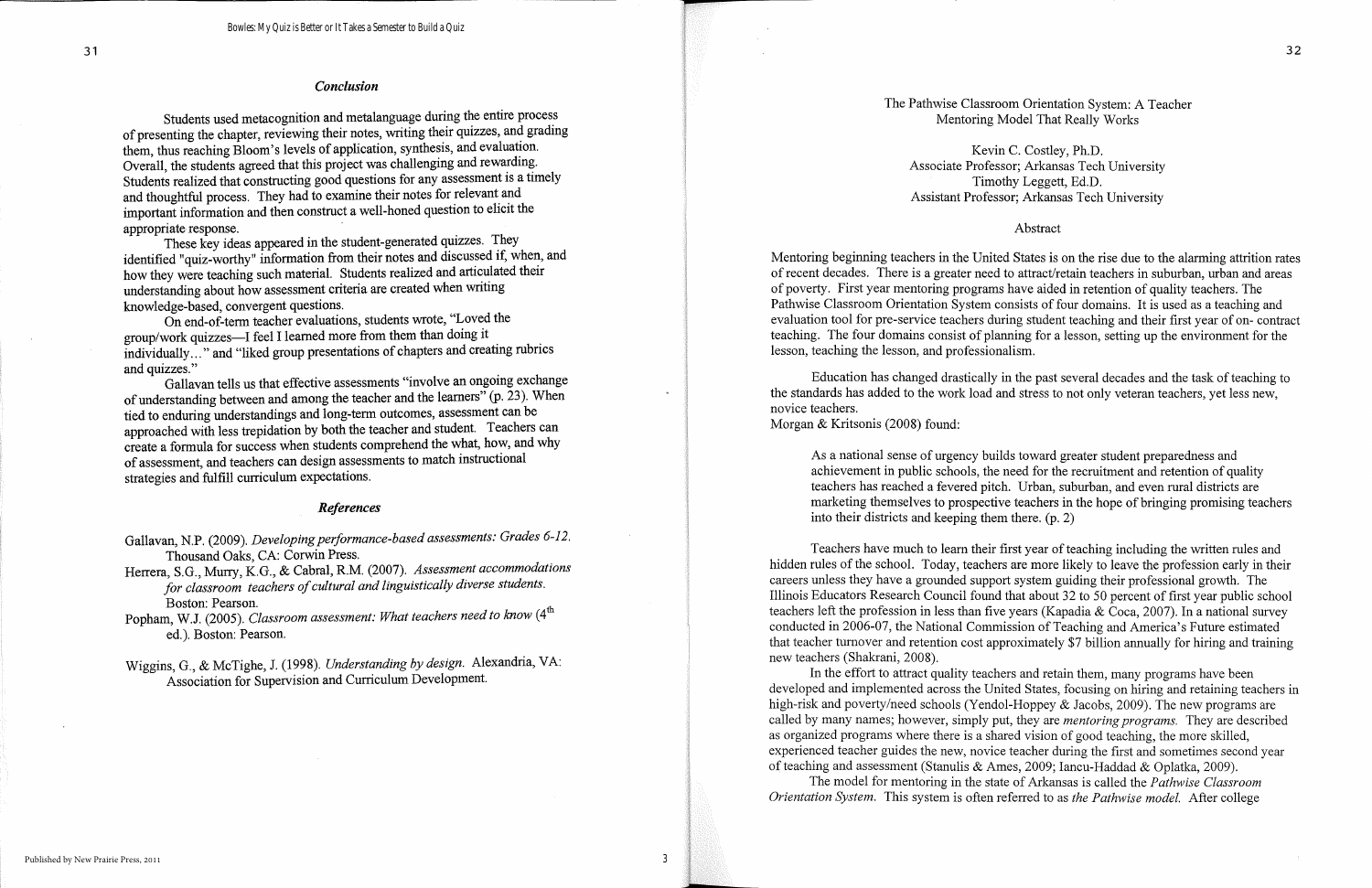### *Conclusion*

Students used metacognition and metalanguage during the entire process of presenting the chapter, reviewing their notes, writing their quizzes, and grading them, thus reaching Bloom's levels of application, synthesis, and evaluation. Overall, the students agreed that this project was challenging and rewarding. Students realized that constructing good questions for any assessment is a timely and thoughtful process. They had to examine their notes for relevant and important information and then construct a well-honed question to elicit the appropriate response.

These key ideas appeared in the student-generated quizzes. They identified "quiz-worthy" information from their notes and discussed if, when, and how they were teaching such material. Students realized and articulated their understanding about how assessment criteria are created when writing knowledge-based, convergent questions.

On end-of-term teacher evaluations, students wrote, "Loved the group/work quizzes—I feel I learned more from them than doing it individually…" and "liked group presentations of chapters and creating rubrics and quizzes."

Gallavan tells us that effective assessments "involve an ongoing exchange of understanding between and among the teacher and the learners" (p. 23). When tied to enduring understandings and long-term outcomes, assessment can be approached with less trepidation by both the teacher and student. Teachers can create a formula for success when students comprehend the what, how, and why of assessment, and teachers can design assessments to match instructional strategies and fulfill curriculum expectations.

### *References*

Gallavan, N.P. (2009). *Developing performance-based assessments: Grades 6-12.* Thousand Oaks, CA: Corwin Press.

Herrera, S.G., Murry, K.G., & Cabral, R.M. (2007). *Assessment accommodations for classroom teachers of cultural and linguistically diverse students.* Boston: Pearson.

Popham, W.J. (2005). *Classroom assessment: What teachers need to know* (4th ed.). Boston: Pearson.

Wiggins, G., & McTighe, J. (1998). *Understanding by design.* Alexandria, VA: Association for Supervision and Curriculum Development.

# The Pathwise Classroom Orientation System: A Teacher Mentoring Model That Really Works

Kevin C. Costley, Ph.D.
Associate Professor; Arkansas Tech University
Timothy Leggett, Ed.D.
Assistant Professor; Arkansas Tech University

## Abstract

Mentoring beginning teachers in the United States is on the rise due to the alarming attrition rates of recent decades. There is a greater need to attract/retain teachers in suburban, urban and areas of poverty. First year mentoring programs have aided in retention of quality teachers. The Pathwise Classroom Orientation System consists of four domains. It is used as a teaching and evaluation tool for pre-service teachers during student teaching and their first year of on- contract teaching. The four domains consist of planning for a lesson, setting up the environment for the lesson, teaching the lesson, and professionalism.

Education has changed drastically in the past several decades and the task of teaching to the standards has added to the work load and stress to not only veteran teachers, yet less new, novice teachers.

Morgan & Kritsonis (2008) found:

> As a national sense of urgency builds toward greater student preparedness and achievement in public schools, the need for the recruitment and retention of quality teachers has reached a fevered pitch. Urban, suburban, and even rural districts are marketing themselves to prospective teachers in the hope of bringing promising teachers into their districts and keeping them there. (p. 2)

Teachers have much to learn their first year of teaching including the written rules and hidden rules of the school. Today, teachers are more likely to leave the profession early in their careers unless they have a grounded support system guiding their professional growth. The Illinois Educators Research Council found that about 32 to 50 percent of first year public school teachers left the profession in less than five years (Kapadia & Coca, 2007). In a national survey conducted in 2006-07, the National Commission of Teaching and America's Future estimated that teacher turnover and retention cost approximately $7 billion annually for hiring and training new teachers (Shakrani, 2008).

In the effort to attract quality teachers and retain them, many programs have been developed and implemented across the United States, focusing on hiring and retaining teachers in high-risk and poverty/need schools (Yendol-Hoppey & Jacobs, 2009). The new programs are called by many names; however, simply put, they are *mentoring programs.* They are described as organized programs where there is a shared vision of good teaching, the more skilled, experienced teacher guides the new, novice teacher during the first and sometimes second year of teaching and assessment (Stanulis & Ames, 2009; Iancu-Haddad & Oplatka, 2009).

The model for mentoring in the state of Arkansas is called the *Pathwise Classroom Orientation System.* This system is often referred to as *the Pathwise model.* After college